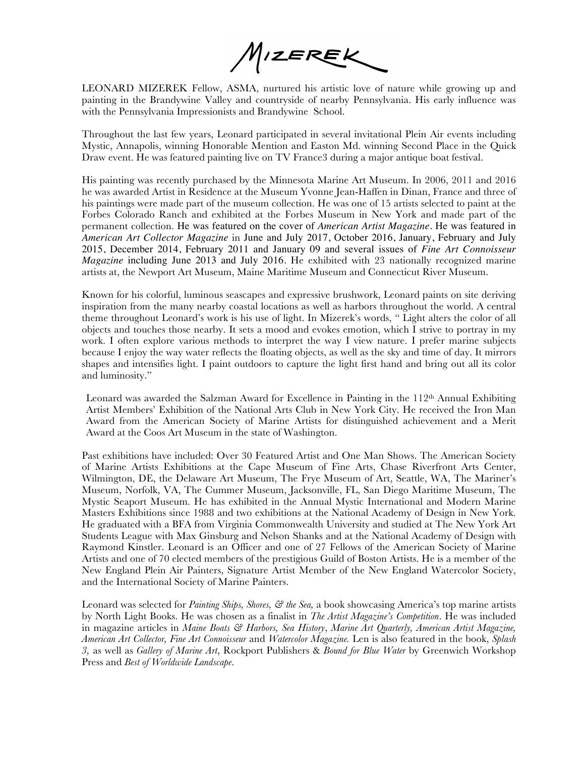# MIZEREK

LEONARD MIZEREK Fellow, ASMA, nurtured his artistic love of nature while growing up and painting in the Brandywine Valley and countryside of nearby Pennsylvania. His early influence was with the Pennsylvania Impressionists and Brandywine School.

Throughout the last few years, Leonard participated in several invitational Plein Air events including Mystic, Annapolis, winning Honorable Mention and Easton Md. winning Second Place in the Quick Draw event. He was featured painting live on TV France3 during a major antique boat festival.

His painting was recently purchased by the Minnesota Marine Art Museum. In 2006, 2011 and 2016 he was awarded Artist in Residence at the Museum Yvonne Jean-Haffen in Dinan, France and three of his paintings were made part of the museum collection. He was one of 15 artists selected to paint at the Forbes Colorado Ranch and exhibited at the Forbes Museum in New York and made part of the permanent collection. He was featured on the cover of *American Artist Magazine*. He was featured in *American Art Collector Magazine* in June and July 2017, October 2016, January, February and July 2015, December 2014, February 2011 and January 09 and several issues of *Fine Art Connoisseur Magazine* including June 2013 and July 2016. He exhibited with 23 nationally recognized marine artists at, the Newport Art Museum, Maine Maritime Museum and Connecticut River Museum.

Known for his colorful, luminous seascapes and expressive brushwork, Leonard paints on site deriving inspiration from the many nearby coastal locations as well as harbors throughout the world. A central theme throughout Leonard's work is his use of light. In Mizerek's words, " Light alters the color of all objects and touches those nearby. It sets a mood and evokes emotion, which I strive to portray in my work. I often explore various methods to interpret the way I view nature. I prefer marine subjects because I enjoy the way water reflects the floating objects, as well as the sky and time of day. It mirrors shapes and intensifies light. I paint outdoors to capture the light first hand and bring out all its color and luminosity."

Leonard was awarded the Salzman Award for Excellence in Painting in the 112th Annual Exhibiting Artist Members' Exhibition of the National Arts Club in New York City. He received the Iron Man Award from the American Society of Marine Artists for distinguished achievement and a Merit Award at the Coos Art Museum in the state of Washington.

Past exhibitions have included: Over 30 Featured Artist and One Man Shows. The American Society of Marine Artists Exhibitions at the Cape Museum of Fine Arts, Chase Riverfront Arts Center, Wilmington, DE, the Delaware Art Museum, The Frye Museum of Art, Seattle, WA, The Mariner's Museum, Norfolk, VA, The Cummer Museum, Jacksonville, FL, San Diego Maritime Museum, The Mystic Seaport Museum. He has exhibited in the Annual Mystic International and Modern Marine Masters Exhibitions since 1988 and two exhibitions at the National Academy of Design in New York. He graduated with a BFA from Virginia Commonwealth University and studied at The New York Art Students League with Max Ginsburg and Nelson Shanks and at the National Academy of Design with Raymond Kinstler. Leonard is an Officer and one of 27 Fellows of the American Society of Marine Artists and one of 70 elected members of the prestigious Guild of Boston Artists. He is a member of the New England Plein Air Painters, Signature Artist Member of the New England Watercolor Society, and the International Society of Marine Painters.

Leonard was selected for *Painting Ships, Shores, & the Sea,* a book showcasing America's top marine artists by North Light Books. He was chosen as a finalist in *The Artist Magazine's Competition*. He was included in magazine articles in *Maine Boats & Harbors, Sea History*, *Marine Art Quarterly, American Artist Magazine, American Art Collector, Fine Art Connoisseur* and *Watercolor Magazine.* Len is also featured in the book, *Splash 3,* as well as *Gallery of Marine Art*, Rockport Publishers & *Bound for Blue Water* by Greenwich Workshop Press and *Best of Worldwide Landscape*.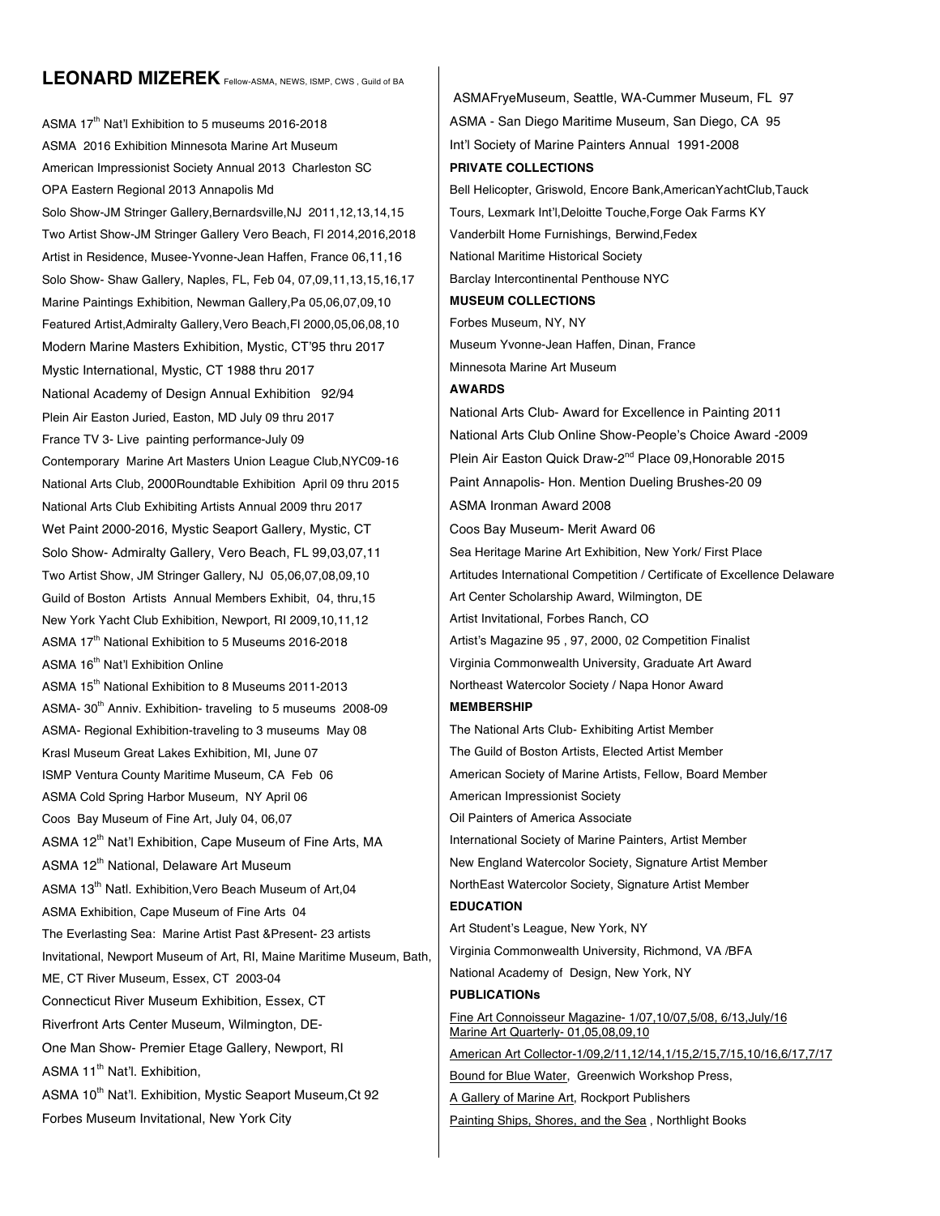# LEONARD MIZEREK Fellow-ASMA, NEWS, ISMP, CWS , Guild of BA

ASMA 17th Nat'l Exhibition to 5 museums 2016-2018
ASMA 2016 Exhibition Minnesota Marine Art Museum
American Impressionist Society Annual 2013 Charleston SC
OPA Eastern Regional 2013 Annapolis Md
Solo Show-JM Stringer Gallery,Bernardsville,NJ 2011,12,13,14,15
Two Artist Show-JM Stringer Gallery Vero Beach, Fl 2014,2016,2018
Artist in Residence, Musee-Yvonne-Jean Haffen, France 06,11,16
Solo Show- Shaw Gallery, Naples, FL, Feb 04, 07,09,11,13,15,16,17
Marine Paintings Exhibition, Newman Gallery,Pa 05,06,07,09,10
Featured Artist,Admiralty Gallery,Vero Beach,Fl 2000,05,06,08,10
Modern Marine Masters Exhibition, Mystic, CT'95 thru 2017
Mystic International, Mystic, CT 1988 thru 2017
National Academy of Design Annual Exhibition 92/94
Plein Air Easton Juried, Easton, MD July 09 thru 2017
France TV 3- Live painting performance-July 09
Contemporary Marine Art Masters Union League Club,NYC09-16
National Arts Club, 2000Roundtable Exhibition April 09 thru 2015
National Arts Club Exhibiting Artists Annual 2009 thru 2017
Wet Paint 2000-2016, Mystic Seaport Gallery, Mystic, CT
Solo Show- Admiralty Gallery, Vero Beach, FL 99,03,07,11
Two Artist Show, JM Stringer Gallery, NJ 05,06,07,08,09,10
Guild of Boston Artists Annual Members Exhibit, 04, thru,15
New York Yacht Club Exhibition, Newport, RI 2009,10,11,12
ASMA 17th National Exhibition to 5 Museums 2016-2018
ASMA 16th Nat'l Exhibition Online
ASMA 15th National Exhibition to 8 Museums 2011-2013
ASMA- 30th Anniv. Exhibition- traveling to 5 museums 2008-09
ASMA- Regional Exhibition-traveling to 3 museums May 08
Krasl Museum Great Lakes Exhibition, MI, June 07
ISMP Ventura County Maritime Museum, CA Feb 06
ASMA Cold Spring Harbor Museum, NY April 06
Coos Bay Museum of Fine Art, July 04, 06,07
ASMA 12th Nat'l Exhibition, Cape Museum of Fine Arts, MA
ASMA 12th National, Delaware Art Museum
ASMA 13th Natl. Exhibition,Vero Beach Museum of Art,04
ASMA Exhibition, Cape Museum of Fine Arts 04
The Everlasting Sea: Marine Artist Past &Present- 23 artists Invitational, Newport Museum of Art, RI, Maine Maritime Museum, Bath, ME, CT River Museum, Essex, CT 2003-04
Connecticut River Museum Exhibition, Essex, CT
Riverfront Arts Center Museum, Wilmington, DE-
One Man Show- Premier Etage Gallery, Newport, RI
ASMA 11th Nat'l. Exhibition,
ASMA 10th Nat'l. Exhibition, Mystic Seaport Museum,Ct 92
Forbes Museum Invitational, New York City
ASMAFryeMuseum, Seattle, WA-Cummer Museum, FL 97
ASMA - San Diego Maritime Museum, San Diego, CA 95
Int'l Society of Marine Painters Annual 1991-2008

**PRIVATE COLLECTIONS**

Bell Helicopter, Griswold, Encore Bank,AmericanYachtClub,Tauck Tours, Lexmark Int'l,Deloitte Touche,Forge Oak Farms KY
Vanderbilt Home Furnishings, Berwind,Fedex
National Maritime Historical Society
Barclay Intercontinental Penthouse NYC

**MUSEUM COLLECTIONS**

Forbes Museum, NY, NY
Museum Yvonne-Jean Haffen, Dinan, France
Minnesota Marine Art Museum

**AWARDS**

National Arts Club- Award for Excellence in Painting 2011
National Arts Club Online Show-People's Choice Award -2009
Plein Air Easton Quick Draw-2nd Place 09,Honorable 2015
Paint Annapolis- Hon. Mention Dueling Brushes-20 09
ASMA Ironman Award 2008
Coos Bay Museum- Merit Award 06
Sea Heritage Marine Art Exhibition, New York/ First Place
Artitudes International Competition / Certificate of Excellence Delaware
Art Center Scholarship Award, Wilmington, DE
Artist Invitational, Forbes Ranch, CO
Artist's Magazine 95 , 97, 2000, 02 Competition Finalist
Virginia Commonwealth University, Graduate Art Award
Northeast Watercolor Society / Napa Honor Award

**MEMBERSHIP**

The National Arts Club- Exhibiting Artist Member
The Guild of Boston Artists, Elected Artist Member
American Society of Marine Artists, Fellow, Board Member
American Impressionist Society
Oil Painters of America Associate
International Society of Marine Painters, Artist Member
New England Watercolor Society, Signature Artist Member
NorthEast Watercolor Society, Signature Artist Member

**EDUCATION**

Art Student's League, New York, NY
Virginia Commonwealth University, Richmond, VA /BFA
National Academy of Design, New York, NY

**PUBLICATIONs**

Fine Art Connoisseur Magazine- 1/07,10/07,5/08, 6/13,July/16
Marine Art Quarterly- 01,05,08,09,10
American Art Collector-1/09,2/11,12/14,1/15,2/15,7/15,10/16,6/17,7/17
Bound for Blue Water, Greenwich Workshop Press,
A Gallery of Marine Art, Rockport Publishers
Painting Ships, Shores, and the Sea , Northlight Books